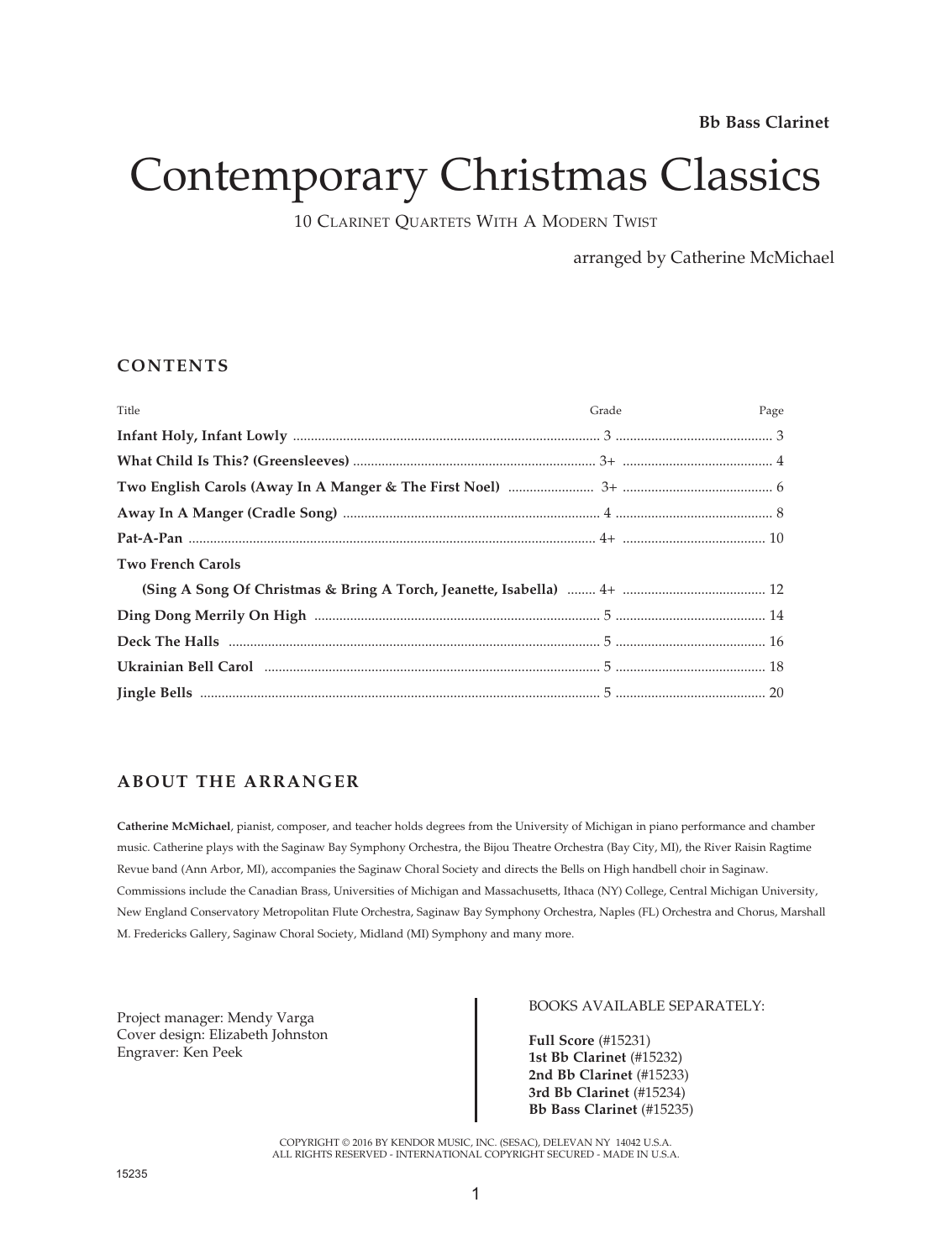**Bb Bass Clarinet**

# Contemporary Christmas Classics

10 Clarinet Quartets With A Modern Twist

arranged by Catherine McMichael

## CONTENTS

| Title | Grade | Page |
|---|---|---|
| **Infant Holy, Infant Lowly** | 3 | 3 |
| **What Child Is This? (Greensleeves)** | 3+ | 4 |
| **Two English Carols (Away In A Manger & The First Noel)** | 3+ | 6 |
| **Away In A Manger (Cradle Song)** | 4 | 8 |
| **Pat-A-Pan** | 4+ | 10 |
| **Two French Carols (Sing A Song Of Christmas & Bring A Torch, Jeanette, Isabella)** | 4+ | 12 |
| **Ding Dong Merrily On High** | 5 | 14 |
| **Deck The Halls** | 5 | 16 |
| **Ukrainian Bell Carol** | 5 | 18 |
| **Jingle Bells** | 5 | 20 |

## ABOUT THE ARRANGER

**Catherine McMichael**, pianist, composer, and teacher holds degrees from the University of Michigan in piano performance and chamber music. Catherine plays with the Saginaw Bay Symphony Orchestra, the Bijou Theatre Orchestra (Bay City, MI), the River Raisin Ragtime Revue band (Ann Arbor, MI), accompanies the Saginaw Choral Society and directs the Bells on High handbell choir in Saginaw. Commissions include the Canadian Brass, Universities of Michigan and Massachusetts, Ithaca (NY) College, Central Michigan University, New England Conservatory Metropolitan Flute Orchestra, Saginaw Bay Symphony Orchestra, Naples (FL) Orchestra and Chorus, Marshall M. Fredericks Gallery, Saginaw Choral Society, Midland (MI) Symphony and many more.

Project manager: Mendy Varga
Cover design: Elizabeth Johnston
Engraver: Ken Peek

BOOKS AVAILABLE SEPARATELY:

**Full Score** (#15231)
**1st Bb Clarinet** (#15232)
**2nd Bb Clarinet** (#15233)
**3rd Bb Clarinet** (#15234)
**Bb Bass Clarinet** (#15235)

COPYRIGHT © 2016 BY KENDOR MUSIC, INC. (SESAC), DELEVAN NY 14042 U.S.A.
ALL RIGHTS RESERVED - INTERNATIONAL COPYRIGHT SECURED - MADE IN U.S.A.

15235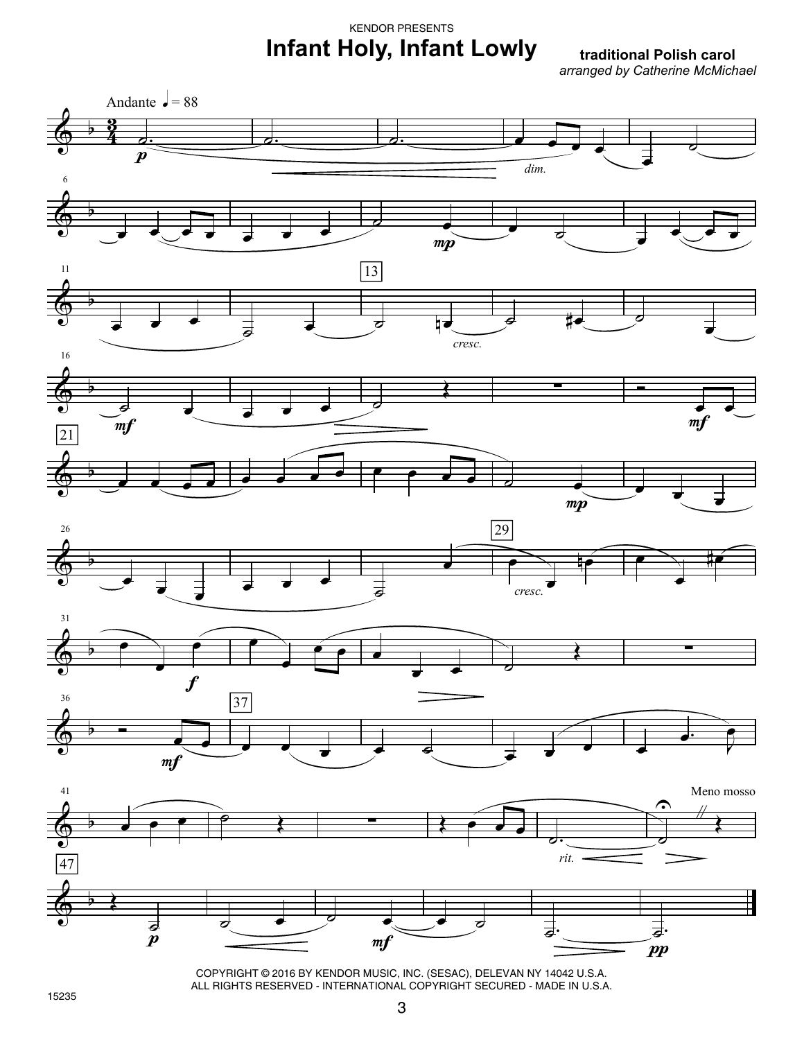KENDOR PRESENTS

# Infant Holy, Infant Lowly

**traditional Polish carol**
*arranged by Catherine McMichael*

Andante ♩ = 88

COPYRIGHT © 2016 BY KENDOR MUSIC, INC. (SESAC), DELEVAN NY 14042 U.S.A.
ALL RIGHTS RESERVED - INTERNATIONAL COPYRIGHT SECURED - MADE IN U.S.A.